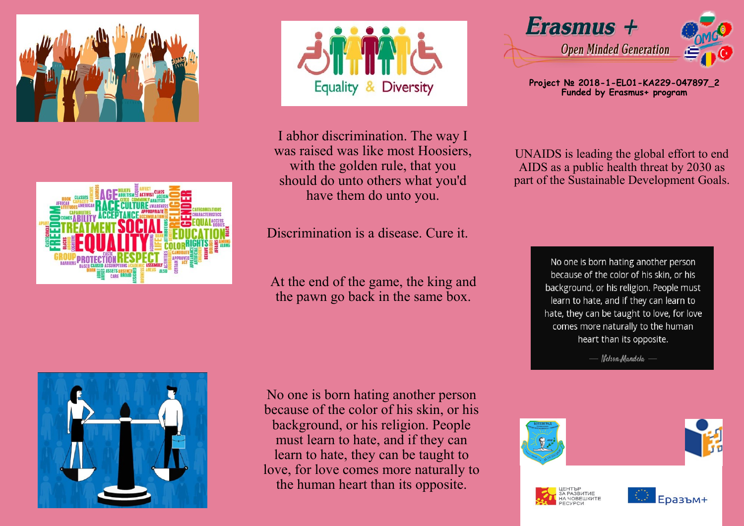# Erasmus +

## Open Minded Generation

Project № 2018-1-EL01-KA229-047897_2
Funded by Erasmus+ program

I abhor discrimination. The way I was raised was like most Hoosiers, with the golden rule, that you should do unto others what you'd have them do unto you.

Discrimination is a disease. Cure it.

At the end of the game, the king and the pawn go back in the same box.

UNAIDS is leading the global effort to end AIDS as a public health threat by 2030 as part of the Sustainable Development Goals.

No one is born hating another person because of the color of his skin, or his background, or his religion. People must learn to hate, and if they can learn to hate, they can be taught to love, for love comes more naturally to the human heart than its opposite.

— Nelson Mandela —

No one is born hating another person because of the color of his skin, or his background, or his religion. People must learn to hate, and if they can learn to hate, they can be taught to love, for love comes more naturally to the human heart than its opposite.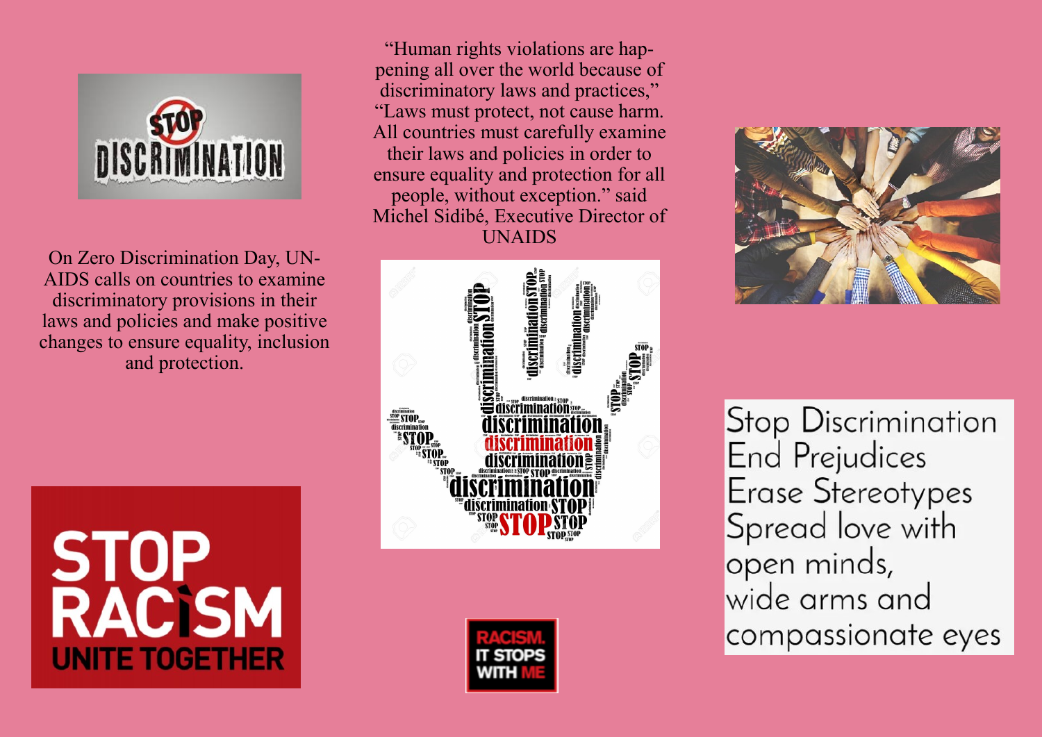"Human rights violations are happening all over the world because of discriminatory laws and practices," "Laws must protect, not cause harm. All countries must carefully examine their laws and policies in order to ensure equality and protection for all people, without exception." said Michel Sidibé, Executive Director of UNAIDS

On Zero Discrimination Day, UNAIDS calls on countries to examine discriminatory provisions in their laws and policies and make positive changes to ensure equality, inclusion and protection.

Stop Discrimination
End Prejudices
Erase Stereotypes
Spread love with
open minds,
wide arms and
compassionate eyes